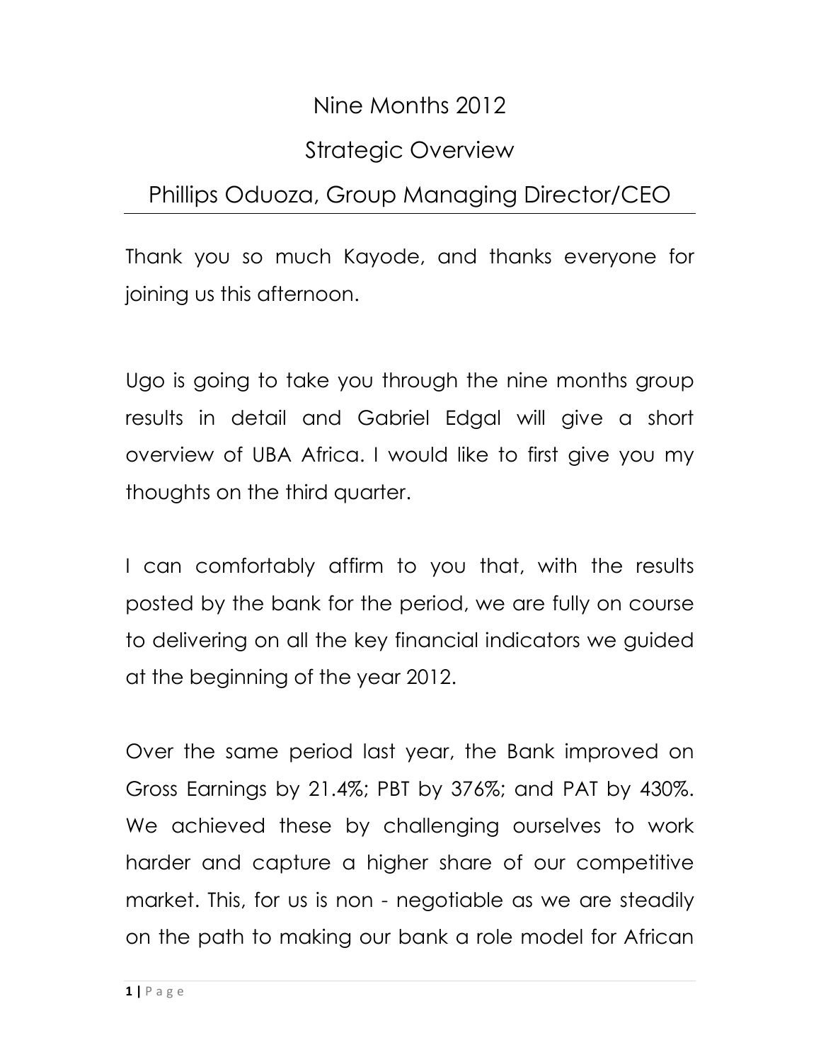# Nine Months 2012

# Strategic Overview

# Phillips Oduoza, Group Managing Director/CEO

Thank you so much Kayode, and thanks everyone for joining us this afternoon.

Ugo is going to take you through the nine months group results in detail and Gabriel Edgal will give a short overview of UBA Africa. I would like to first give you my thoughts on the third quarter.

I can comfortably affirm to you that, with the results posted by the bank for the period, we are fully on course to delivering on all the key financial indicators we guided at the beginning of the year 2012.

Over the same period last year, the Bank improved on Gross Earnings by 21.4%; PBT by 376%; and PAT by 430%. We achieved these by challenging ourselves to work harder and capture a higher share of our competitive market. This, for us is non - negotiable as we are steadily on the path to making our bank a role model for African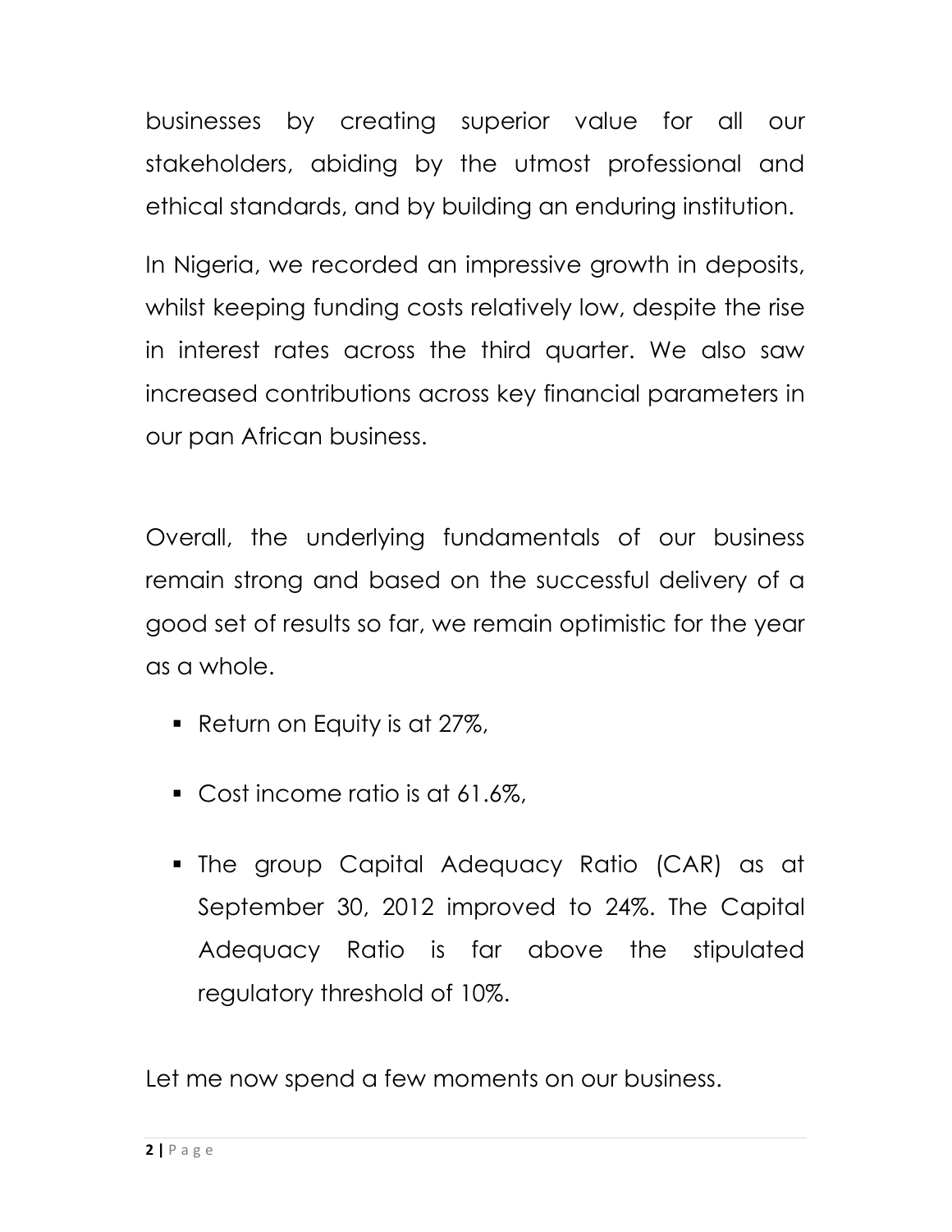businesses by creating superior value for all our stakeholders, abiding by the utmost professional and ethical standards, and by building an enduring institution.

In Nigeria, we recorded an impressive growth in deposits, whilst keeping funding costs relatively low, despite the rise in interest rates across the third quarter. We also saw increased contributions across key financial parameters in our pan African business.

Overall, the underlying fundamentals of our business remain strong and based on the successful delivery of a good set of results so far, we remain optimistic for the year as a whole.

- Return on Equity is at 27%,
- Cost income ratio is at 61.6%,
- The group Capital Adequacy Ratio (CAR) as at September 30, 2012 improved to 24%. The Capital Adequacy Ratio is far above the stipulated regulatory threshold of 10%.

Let me now spend a few moments on our business.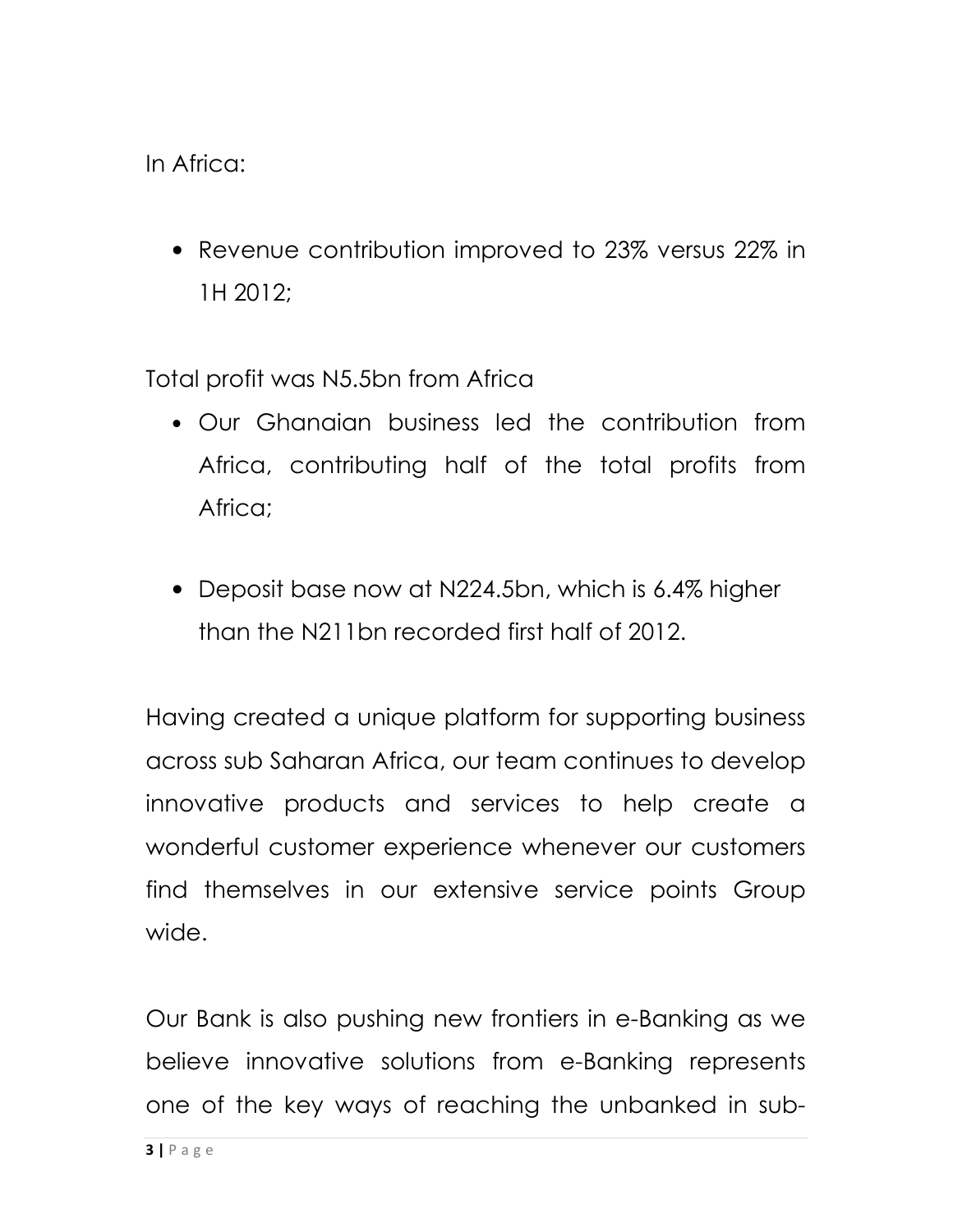In Africa:

- Revenue contribution improved to 23% versus 22% in 1H 2012;

Total profit was N5.5bn from Africa

- Our Ghanaian business led the contribution from Africa, contributing half of the total profits from Africa;

- Deposit base now at N224.5bn, which is 6.4% higher than the N211bn recorded first half of 2012.

Having created a unique platform for supporting business across sub Saharan Africa, our team continues to develop innovative products and services to help create a wonderful customer experience whenever our customers find themselves in our extensive service points Group wide.

Our Bank is also pushing new frontiers in e-Banking as we believe innovative solutions from e-Banking represents one of the key ways of reaching the unbanked in sub-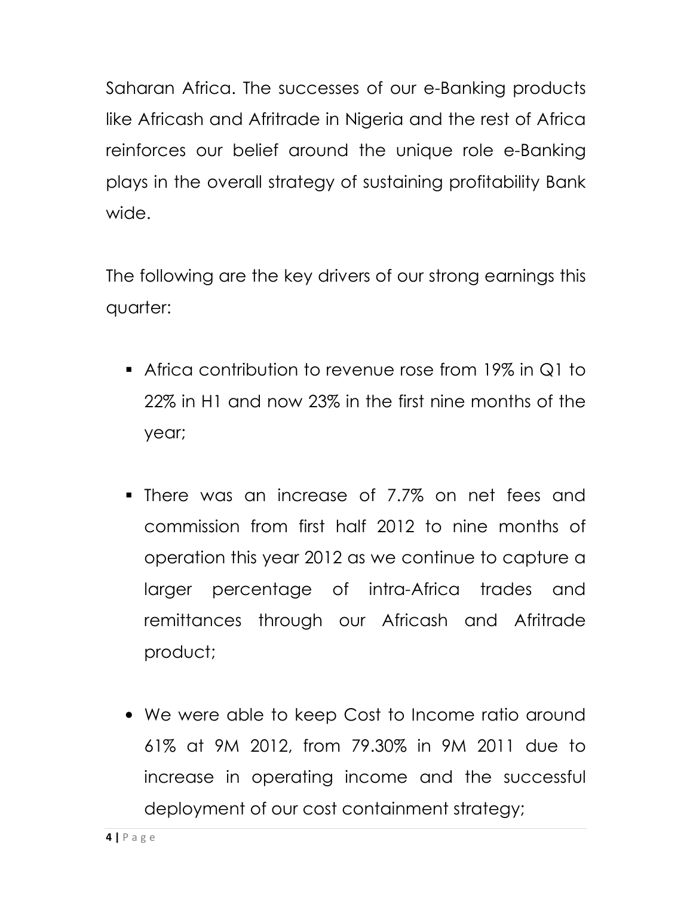Saharan Africa. The successes of our e-Banking products like Africash and Afritrade in Nigeria and the rest of Africa reinforces our belief around the unique role e-Banking plays in the overall strategy of sustaining profitability Bank wide.

The following are the key drivers of our strong earnings this quarter:

- Africa contribution to revenue rose from 19% in Q1 to 22% in H1 and now 23% in the first nine months of the year;

- There was an increase of 7.7% on net fees and commission from first half 2012 to nine months of operation this year 2012 as we continue to capture a larger percentage of intra-Africa trades and remittances through our Africash and Afritrade product;

- We were able to keep Cost to Income ratio around 61% at 9M 2012, from 79.30% in 9M 2011 due to increase in operating income and the successful deployment of our cost containment strategy;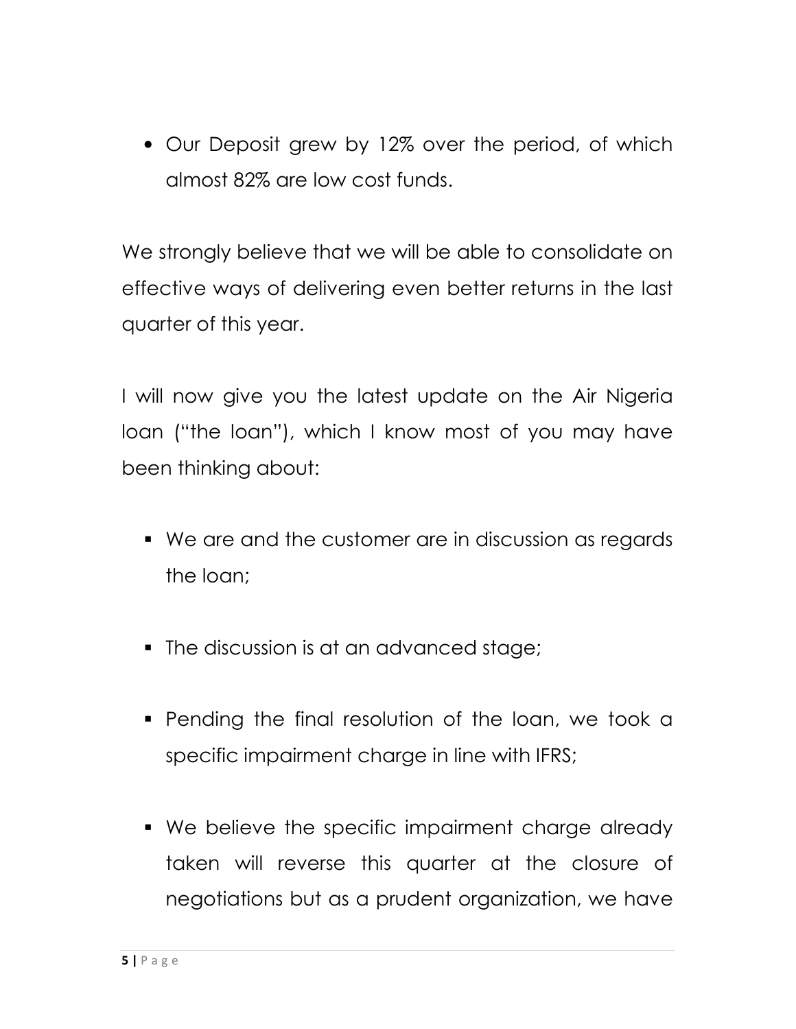- Our Deposit grew by 12% over the period, of which almost 82% are low cost funds.

We strongly believe that we will be able to consolidate on effective ways of delivering even better returns in the last quarter of this year.

I will now give you the latest update on the Air Nigeria loan ("the loan"), which I know most of you may have been thinking about:

- We are and the customer are in discussion as regards the loan;
- The discussion is at an advanced stage;
- Pending the final resolution of the loan, we took a specific impairment charge in line with IFRS;
- We believe the specific impairment charge already taken will reverse this quarter at the closure of negotiations but as a prudent organization, we have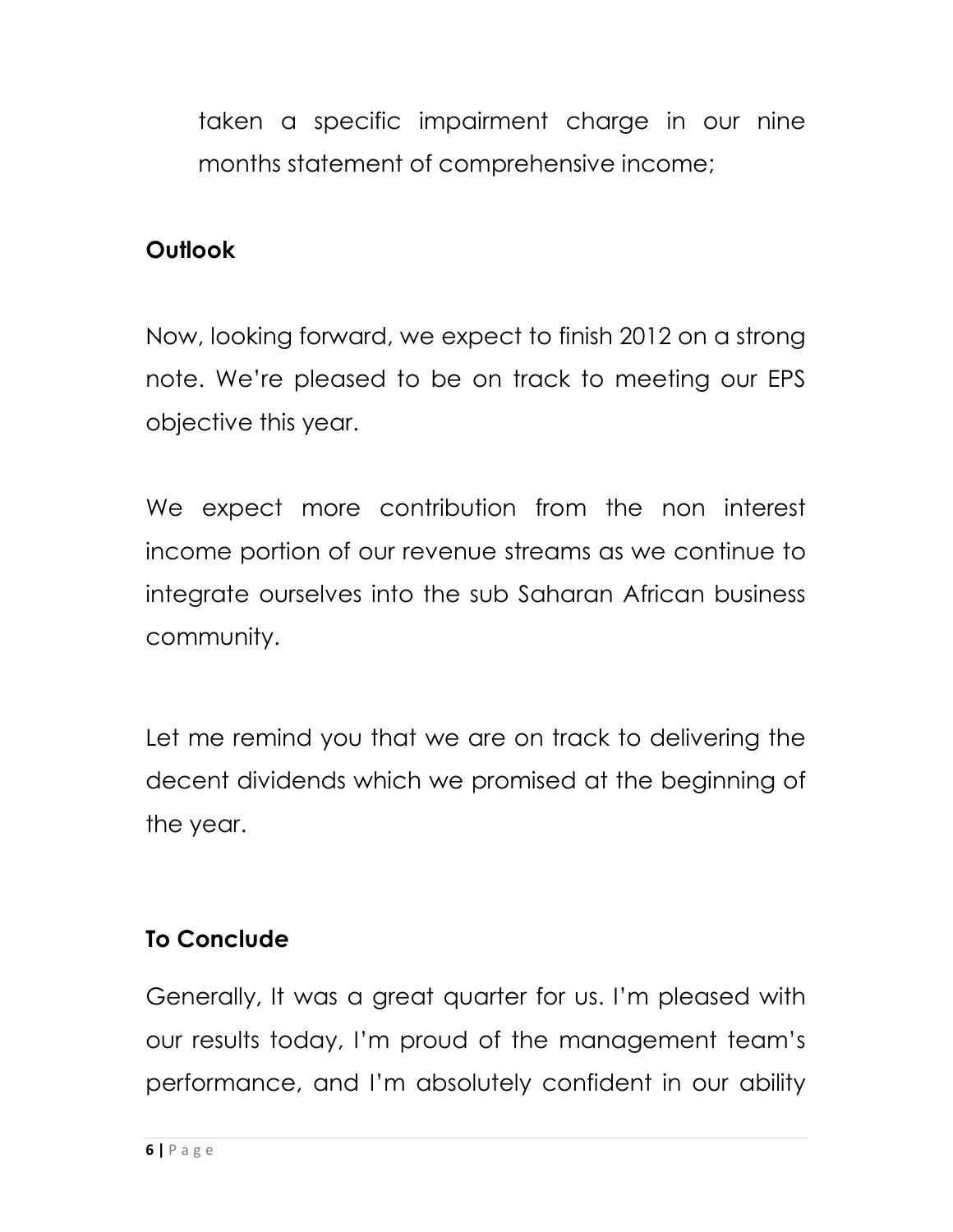taken a specific impairment charge in our nine months statement of comprehensive income;

**Outlook**

Now, looking forward, we expect to finish 2012 on a strong note. We're pleased to be on track to meeting our EPS objective this year.

We expect more contribution from the non interest income portion of our revenue streams as we continue to integrate ourselves into the sub Saharan African business community.

Let me remind you that we are on track to delivering the decent dividends which we promised at the beginning of the year.

**To Conclude**

Generally, It was a great quarter for us. I'm pleased with our results today, I'm proud of the management team's performance, and I'm absolutely confident in our ability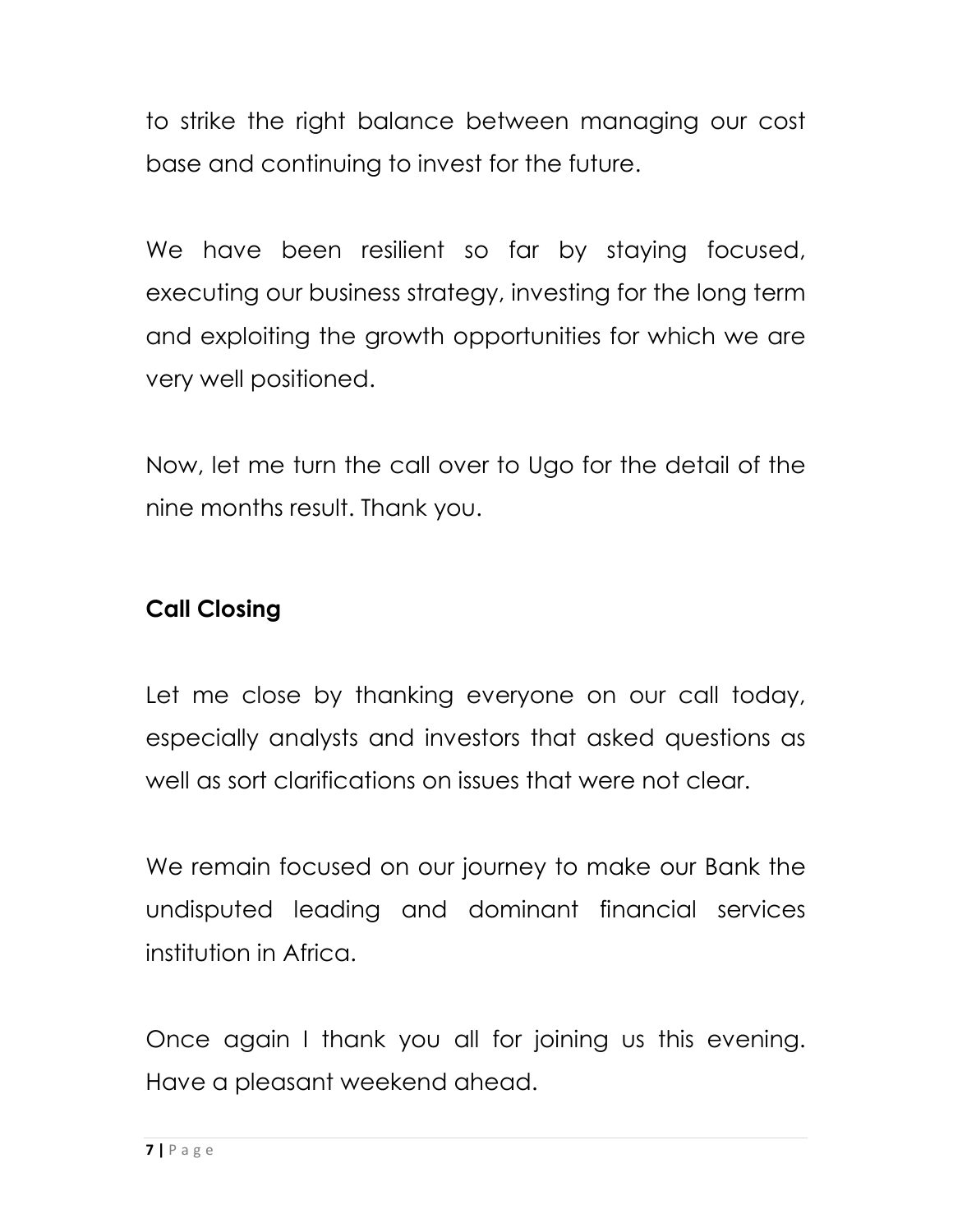to strike the right balance between managing our cost base and continuing to invest for the future.

We have been resilient so far by staying focused, executing our business strategy, investing for the long term and exploiting the growth opportunities for which we are very well positioned.

Now, let me turn the call over to Ugo for the detail of the nine months result. Thank you.

**Call Closing**

Let me close by thanking everyone on our call today, especially analysts and investors that asked questions as well as sort clarifications on issues that were not clear.

We remain focused on our journey to make our Bank the undisputed leading and dominant financial services institution in Africa.

Once again I thank you all for joining us this evening. Have a pleasant weekend ahead.